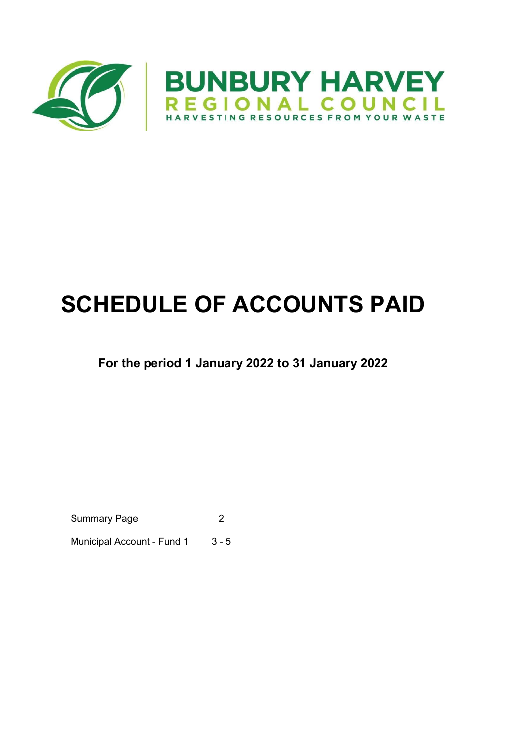BUNBURY HARVEY

REGIONAL COUNCIL

HARVESTING RESOURCES FROM YOUR WASTE

# SCHEDULE OF ACCOUNTS PAID

**For the period 1 January 2022 to 31 January 2022**

| | |
|---|---|
| Summary Page | 2 |
| Municipal Account - Fund 1 | 3 - 5 |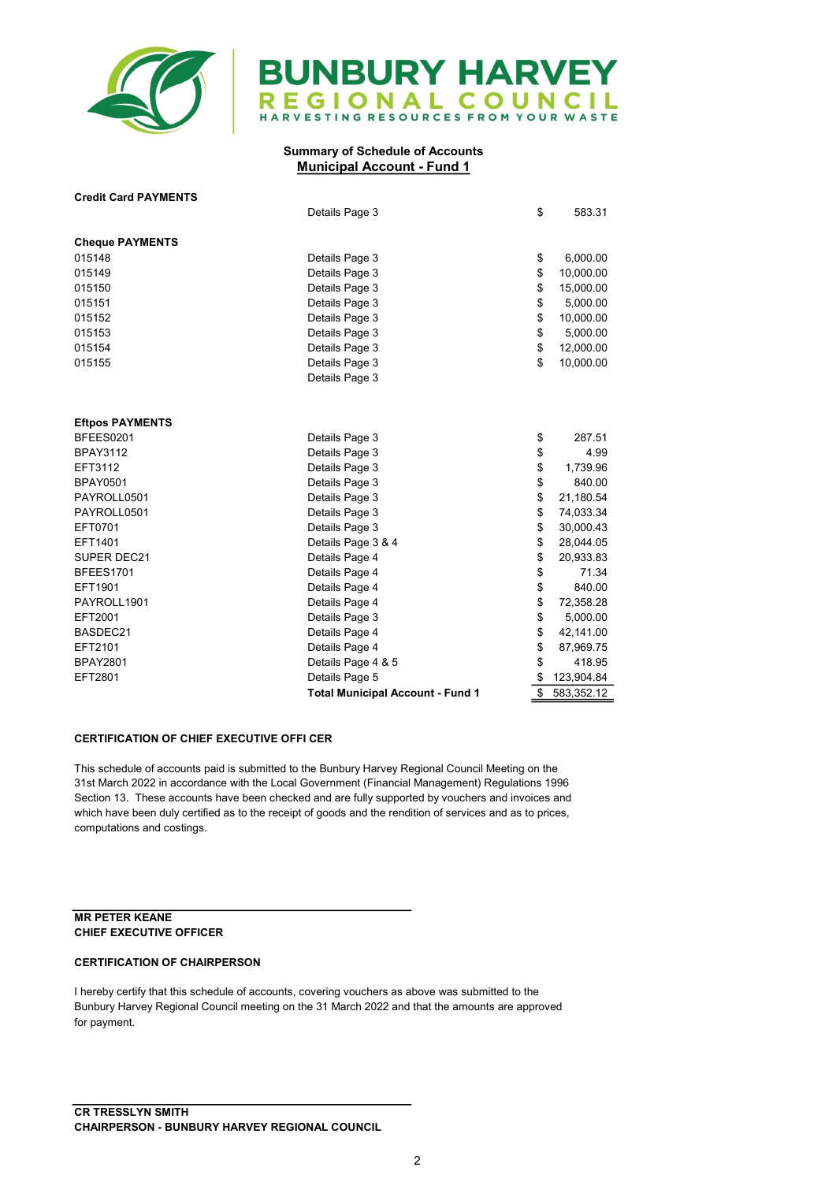**BUNBURY HARVEY REGIONAL COUNCIL**
HARVESTING RESOURCES FROM YOUR WASTE

## Summary of Schedule of Accounts

### Municipal Account - Fund 1

| | | | |
|---|---|---|---|
| **Credit Card PAYMENTS** | | | |
| | Details Page 3 | $ | 583.31 |
| **Cheque PAYMENTS** | | | |
| 015148 | Details Page 3 | $ | 6,000.00 |
| 015149 | Details Page 3 | $ | 10,000.00 |
| 015150 | Details Page 3 | $ | 15,000.00 |
| 015151 | Details Page 3 | $ | 5,000.00 |
| 015152 | Details Page 3 | $ | 10,000.00 |
| 015153 | Details Page 3 | $ | 5,000.00 |
| 015154 | Details Page 3 | $ | 12,000.00 |
| 015155 | Details Page 3 | $ | 10,000.00 |
| | Details Page 3 | | |
| **Eftpos PAYMENTS** | | | |
| BFEES0201 | Details Page 3 | $ | 287.51 |
| BPAY3112 | Details Page 3 | $ | 4.99 |
| EFT3112 | Details Page 3 | $ | 1,739.96 |
| BPAY0501 | Details Page 3 | $ | 840.00 |
| PAYROLL0501 | Details Page 3 | $ | 21,180.54 |
| PAYROLL0501 | Details Page 3 | $ | 74,033.34 |
| EFT0701 | Details Page 3 | $ | 30,000.43 |
| EFT1401 | Details Page 3 & 4 | $ | 28,044.05 |
| SUPER DEC21 | Details Page 4 | $ | 20,933.83 |
| BFEES1701 | Details Page 4 | $ | 71.34 |
| EFT1901 | Details Page 4 | $ | 840.00 |
| PAYROLL1901 | Details Page 4 | $ | 72,358.28 |
| EFT2001 | Details Page 3 | $ | 5,000.00 |
| BASDEC21 | Details Page 4 | $ | 42,141.00 |
| EFT2101 | Details Page 4 | $ | 87,969.75 |
| BPAY2801 | Details Page 4 & 5 | $ | 418.95 |
| EFT2801 | Details Page 5 | $ | 123,904.84 |
| | **Total Municipal Account - Fund 1** | $ | 583,352.12 |

**CERTIFICATION OF CHIEF EXECUTIVE OFFI CER**

This schedule of accounts paid is submitted to the Bunbury Harvey Regional Council Meeting on the 31st March 2022 in accordance with the Local Government (Financial Management) Regulations 1996 Section 13. These accounts have been checked and are fully supported by vouchers and invoices and which have been duly certified as to the receipt of goods and the rendition of services and as to prices, computations and costings.

**MR PETER KEANE**
**CHIEF EXECUTIVE OFFICER**

**CERTIFICATION OF CHAIRPERSON**

I hereby certify that this schedule of accounts, covering vouchers as above was submitted to the Bunbury Harvey Regional Council meeting on the 31 March 2022 and that the amounts are approved for payment.

**CR TRESSLYN SMITH**
**CHAIRPERSON - BUNBURY HARVEY REGIONAL COUNCIL**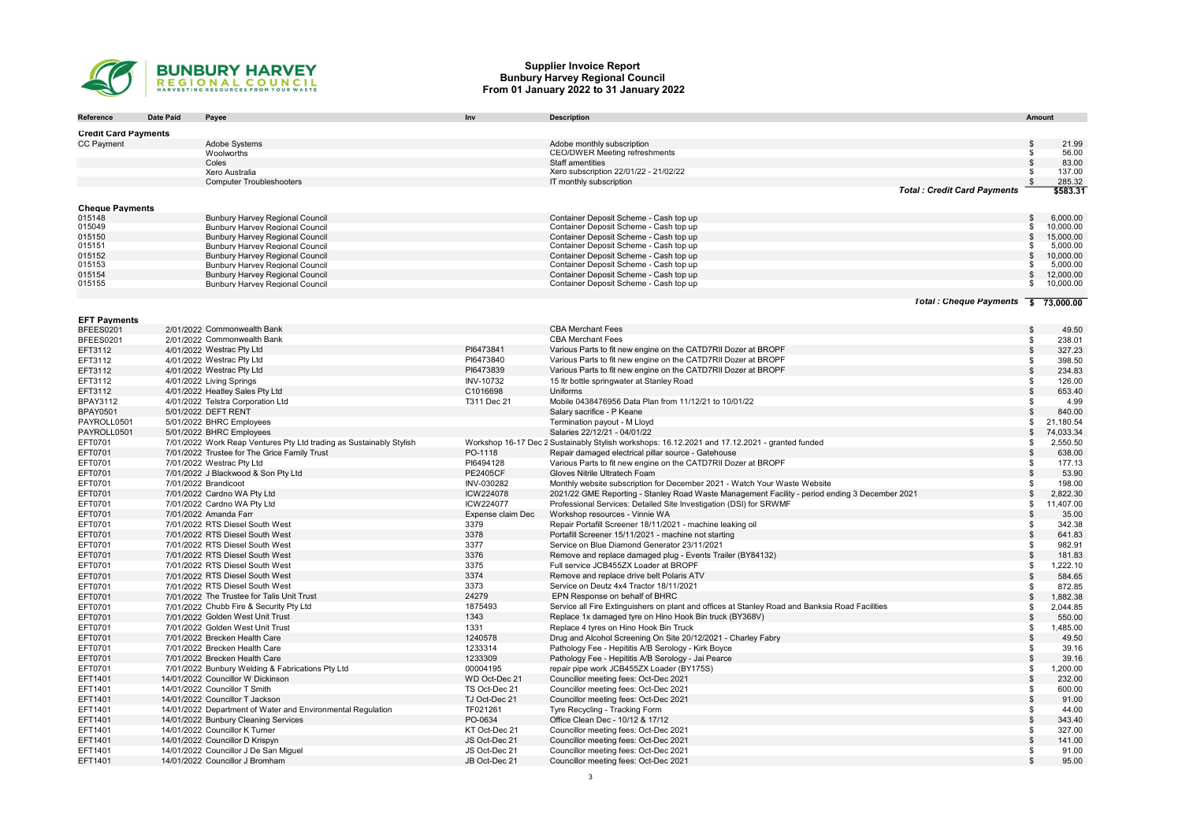# Supplier Invoice Report
## Bunbury Harvey Regional Council
### From 01 January 2022 to 31 January 2022

| Reference | Date Paid | Payee | Inv | Description | Amount |
|---|---|---|---|---|---|
| **Credit Card Payments** | | | | | |
| CC Payment | | Adobe Systems | | Adobe monthly subscription | $ 21.99 |
| | | Woolworths | | CEO/DWER Meeting refreshments | $ 56.00 |
| | | Coles | | Staff amentities | $ 83.00 |
| | | Xero Australia | | Xero subscription 22/01/22 - 21/02/22 | $ 137.00 |
| | | Computer Troubleshooters | | IT monthly subscription | $ 285.32 |
| | | | | **Total : Credit Card Payments** | **$583.31** |
| **Cheque Payments** | | | | | |
| 015148 | | Bunbury Harvey Regional Council | | Container Deposit Scheme - Cash top up | $ 6,000.00 |
| 015049 | | Bunbury Harvey Regional Council | | Container Deposit Scheme - Cash top up | $ 10,000.00 |
| 015150 | | Bunbury Harvey Regional Council | | Container Deposit Scheme - Cash top up | $ 15,000.00 |
| 015151 | | Bunbury Harvey Regional Council | | Container Deposit Scheme - Cash top up | $ 5,000.00 |
| 015152 | | Bunbury Harvey Regional Council | | Container Deposit Scheme - Cash top up | $ 10,000.00 |
| 015153 | | Bunbury Harvey Regional Council | | Container Deposit Scheme - Cash top up | $ 5,000.00 |
| 015154 | | Bunbury Harvey Regional Council | | Container Deposit Scheme - Cash top up | $ 12,000.00 |
| 015155 | | Bunbury Harvey Regional Council | | Container Deposit Scheme - Cash top up | $ 10,000.00 |
| | | | | **Total : Cheque Payments** | **$ 73,000.00** |
| **EFT Payments** | | | | | |
| BFEES0201 | 2/01/2022 | Commonwealth Bank | | CBA Merchant Fees | $ 49.50 |
| BFEES0201 | 2/01/2022 | Commonwealth Bank | | CBA Merchant Fees | $ 238.01 |
| EFT3112 | 4/01/2022 | Westrac Pty Ltd | PI6473841 | Various Parts to fit new engine on the CATD7RII Dozer at BROPF | $ 327.23 |
| EFT3112 | 4/01/2022 | Westrac Pty Ltd | PI6473840 | Various Parts to fit new engine on the CATD7RII Dozer at BROPF | $ 398.50 |
| EFT3112 | 4/01/2022 | Westrac Pty Ltd | PI6473839 | Various Parts to fit new engine on the CATD7RII Dozer at BROPF | $ 234.83 |
| EFT3112 | 4/01/2022 | Living Springs | INV-10732 | 15 ltr bottle springwater at Stanley Road | $ 126.00 |
| EFT3112 | 4/01/2022 | Heatley Sales Pty Ltd | C1016698 | Uniforms | $ 653.40 |
| BPAY3112 | 4/01/2022 | Telstra Corporation Ltd | T311 Dec 21 | Mobile 0438476956 Data Plan from 11/12/21 to 10/01/22 | $ 4.99 |
| BPAY0501 | 5/01/2022 | DEFT RENT | | Salary sacrifice - P Keane | $ 840.00 |
| PAYROLL0501 | 5/01/2022 | BHRC Employees | | Termination payout - M Lloyd | $ 21,180.54 |
| PAYROLL0501 | 5/01/2022 | BHRC Employees | | Salaries 22/12/21 - 04/01/22 | $ 74,033.34 |
| EFT0701 | 7/01/2022 | Work Reap Ventures Pty Ltd trading as Sustainably Stylish | Workshop 16-17 Dec 2 | Sustainably Stylish workshops: 16.12.2021 and 17.12.2021 - granted funded | $ 2,550.50 |
| EFT0701 | 7/01/2022 | Trustee for The Grice Family Trust | PO-1118 | Repair damaged electrical pillar source - Gatehouse | $ 638.00 |
| EFT0701 | 7/01/2022 | Westrac Pty Ltd | PI6494128 | Various Parts to fit new engine on the CATD7RII Dozer at BROPF | $ 177.13 |
| EFT0701 | 7/01/2022 | J Blackwood & Son Pty Ltd | PE2405CF | Gloves Nitrile Ultratech Foam | $ 53.90 |
| EFT0701 | 7/01/2022 | Brandicoot | INV-030282 | Monthly website subscription for December 2021 - Watch Your Waste Website | $ 198.00 |
| EFT0701 | 7/01/2022 | Cardno WA Pty Ltd | ICW224078 | 2021/22 GME Reporting - Stanley Road Waste Management Facility - period ending 3 December 2021 | $ 2,822.30 |
| EFT0701 | 7/01/2022 | Cardno WA Pty Ltd | ICW224077 | Professional Services: Detailed Site Investigation (DSI) for SRWMF | $ 11,407.00 |
| EFT0701 | 7/01/2022 | Amanda Farr | Expense claim Dec | Workshop resources - Vinnie WA | $ 35.00 |
| EFT0701 | 7/01/2022 | RTS Diesel South West | 3379 | Repair Portafill Screener 18/11/2021 - machine leaking oil | $ 342.38 |
| EFT0701 | 7/01/2022 | RTS Diesel South West | 3378 | Portafill Screener 15/11/2021 - machine not starting | $ 641.83 |
| EFT0701 | 7/01/2022 | RTS Diesel South West | 3377 | Service on Blue Diamond Generator 23/11/2021 | $ 982.91 |
| EFT0701 | 7/01/2022 | RTS Diesel South West | 3376 | Remove and replace damaged plug - Events Trailer (BY84132) | $ 181.83 |
| EFT0701 | 7/01/2022 | RTS Diesel South West | 3375 | Full service JCB455ZX Loader at BROPF | $ 1,222.10 |
| EFT0701 | 7/01/2022 | RTS Diesel South West | 3374 | Remove and replace drive belt Polaris ATV | $ 584.65 |
| EFT0701 | 7/01/2022 | RTS Diesel South West | 3373 | Service on Deutz 4x4 Tractor 18/11/2021 | $ 872.85 |
| EFT0701 | 7/01/2022 | The Trustee for Talis Unit Trust | 24279 | EPN Response on behalf of BHRC | $ 1,882.38 |
| EFT0701 | 7/01/2022 | Chubb Fire & Security Pty Ltd | 1875493 | Service all Fire Extinguishers on plant and offices at Stanley Road and Banksia Road Facilities | $ 2,044.85 |
| EFT0701 | 7/01/2022 | Golden West Unit Trust | 1343 | Replace 1x damaged tyre on Hino Hook Bin truck (BY368V) | $ 550.00 |
| EFT0701 | 7/01/2022 | Golden West Unit Trust | 1331 | Replace 4 tyres on Hino Hook Bin Truck | $ 1,485.00 |
| EFT0701 | 7/01/2022 | Brecken Health Care | 1240578 | Drug and Alcohol Screening On Site 20/12/2021 - Charley Fabry | $ 49.50 |
| EFT0701 | 7/01/2022 | Brecken Health Care | 1233314 | Pathology Fee - Hepititis A/B Serology - Kirk Boyce | $ 39.16 |
| EFT0701 | 7/01/2022 | Brecken Health Care | 1233309 | Pathology Fee - Hepititis A/B Serology - Jai Pearce | $ 39.16 |
| EFT0701 | 7/01/2022 | Bunbury Welding & Fabrications Pty Ltd | 00004195 | repair pipe work JCB455ZX Loader (BY175S) | $ 1,200.00 |
| EFT1401 | 14/01/2022 | Councillor W Dickinson | WD Oct-Dec 21 | Councillor meeting fees: Oct-Dec 2021 | $ 232.00 |
| EFT1401 | 14/01/2022 | Councillor T Smith | TS Oct-Dec 21 | Councillor meeting fees: Oct-Dec 2021 | $ 600.00 |
| EFT1401 | 14/01/2022 | Councillor T Jackson | TJ Oct-Dec 21 | Councillor meeting fees: Oct-Dec 2021 | $ 91.00 |
| EFT1401 | 14/01/2022 | Department of Water and Environmental Regulation | TF021261 | Tyre Recycling - Tracking Form | $ 44.00 |
| EFT1401 | 14/01/2022 | Bunbury Cleaning Services | PO-0634 | Office Clean Dec - 10/12 & 17/12 | $ 343.40 |
| EFT1401 | 14/01/2022 | Councillor K Turner | KT Oct-Dec 21 | Councillor meeting fees: Oct-Dec 2021 | $ 327.00 |
| EFT1401 | 14/01/2022 | Councillor D Krispyn | JS Oct-Dec 21 | Councillor meeting fees: Oct-Dec 2021 | $ 141.00 |
| EFT1401 | 14/01/2022 | Councillor J De San Miguel | JS Oct-Dec 21 | Councillor meeting fees: Oct-Dec 2021 | $ 91.00 |
| EFT1401 | 14/01/2022 | Councillor J Bromham | JB Oct-Dec 21 | Councillor meeting fees: Oct-Dec 2021 | $ 95.00 |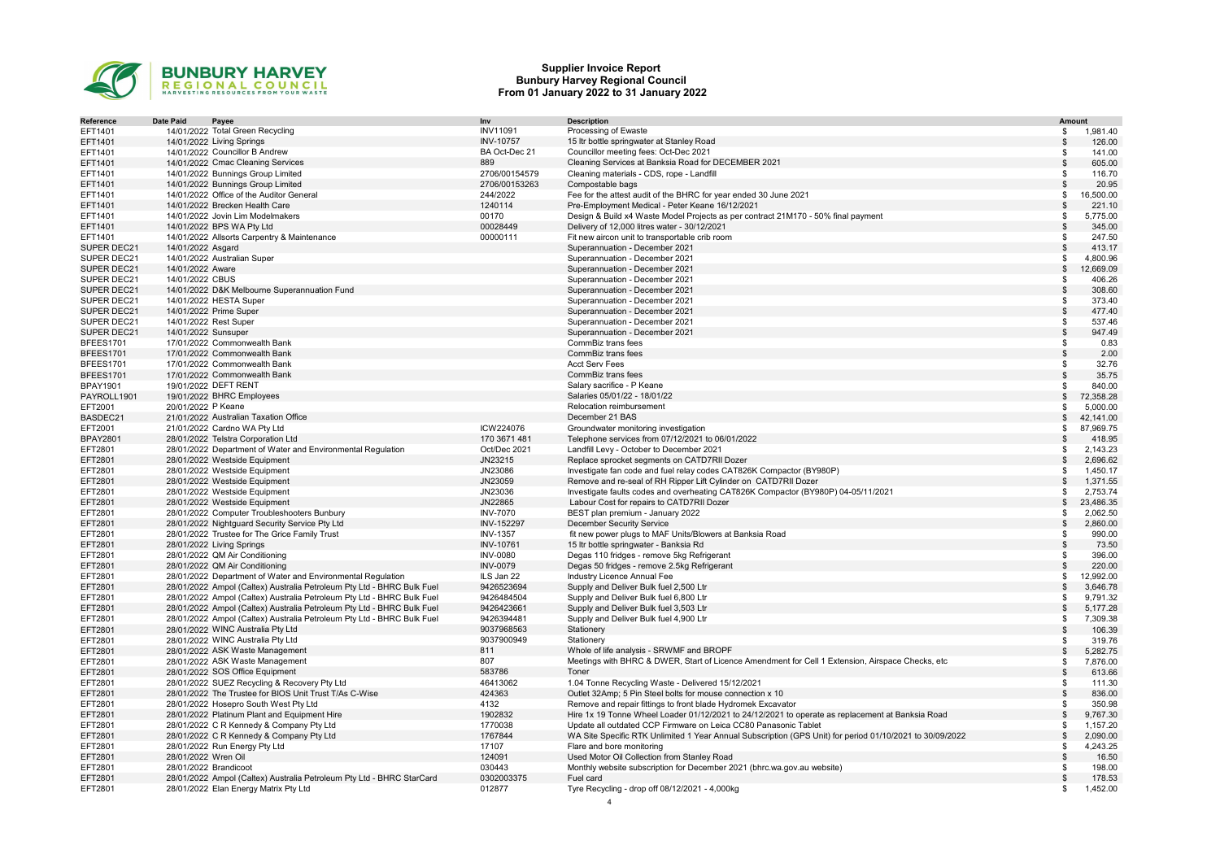# Supplier Invoice Report
## Bunbury Harvey Regional Council
## From 01 January 2022 to 31 January 2022

| Reference | Date Paid | Payee | Inv | Description | Amount |
|---|---|---|---|---|---|
| EFT1401 | 14/01/2022 | Total Green Recycling | INV11091 | Processing of Ewaste | $ 1,981.40 |
| EFT1401 | 14/01/2022 | Living Springs | INV-10757 | 15 ltr bottle springwater at Stanley Road | $ 126.00 |
| EFT1401 | 14/01/2022 | Councillor B Andrew | BA Oct-Dec 21 | Councillor meeting fees: Oct-Dec 2021 | $ 141.00 |
| EFT1401 | 14/01/2022 | Cmac Cleaning Services | 889 | Cleaning Services at Banksia Road for DECEMBER 2021 | $ 605.00 |
| EFT1401 | 14/01/2022 | Bunnings Group Limited | 2706/00154579 | Cleaning materials - CDS, rope - Landfill | $ 116.70 |
| EFT1401 | 14/01/2022 | Bunnings Group Limited | 2706/00153263 | Compostable bags | $ 20.95 |
| EFT1401 | 14/01/2022 | Office of the Auditor General | 244/2022 | Fee for the attest audit of the BHRC for year ended 30 June 2021 | $ 16,500.00 |
| EFT1401 | 14/01/2022 | Brecken Health Care | 1240114 | Pre-Employment Medical - Peter Keane 16/12/2021 | $ 221.10 |
| EFT1401 | 14/01/2022 | Jovin Lim Modelmakers | 00170 | Design & Build x4 Waste Model Projects as per contract 21M170 - 50% final payment | $ 5,775.00 |
| EFT1401 | 14/01/2022 | BPS WA Pty Ltd | 00028449 | Delivery of 12,000 litres water - 30/12/2021 | $ 345.00 |
| EFT1401 | 14/01/2022 | Allsorts Carpentry & Maintenance | 00000111 | Fit new aircon unit to transportable crib room | $ 247.50 |
| SUPER DEC21 | 14/01/2022 | Asgard | | Superannuation - December 2021 | $ 413.17 |
| SUPER DEC21 | 14/01/2022 | Australian Super | | Superannuation - December 2021 | $ 4,800.96 |
| SUPER DEC21 | 14/01/2022 | Aware | | Superannuation - December 2021 | $ 12,669.09 |
| SUPER DEC21 | 14/01/2022 | CBUS | | Superannuation - December 2021 | $ 406.26 |
| SUPER DEC21 | 14/01/2022 | D&K Melbourne Superannuation Fund | | Superannuation - December 2021 | $ 308.60 |
| SUPER DEC21 | 14/01/2022 | HESTA Super | | Superannuation - December 2021 | $ 373.40 |
| SUPER DEC21 | 14/01/2022 | Prime Super | | Superannuation - December 2021 | $ 477.40 |
| SUPER DEC21 | 14/01/2022 | Rest Super | | Superannuation - December 2021 | $ 537.46 |
| SUPER DEC21 | 14/01/2022 | Sunsuper | | Superannuation - December 2021 | $ 947.49 |
| BFEES1701 | 17/01/2022 | Commonwealth Bank | | CommBiz trans fees | $ 0.83 |
| BFEES1701 | 17/01/2022 | Commonwealth Bank | | CommBiz trans fees | $ 2.00 |
| BFEES1701 | 17/01/2022 | Commonwealth Bank | | Acct Serv Fees | $ 32.76 |
| BFEES1701 | 17/01/2022 | Commonwealth Bank | | CommBiz trans fees | $ 35.75 |
| BPAY1901 | 19/01/2022 | DEFT RENT | | Salary sacrifice - P Keane | $ 840.00 |
| PAYROLL1901 | 19/01/2022 | BHRC Employees | | Salaries 05/01/22 - 18/01/22 | $ 72,358.28 |
| EFT2001 | 20/01/2022 | P Keane | | Relocation reimbursement | $ 5,000.00 |
| BASDEC21 | 21/01/2022 | Australian Taxation Office | | December 21 BAS | $ 42,141.00 |
| EFT2001 | 21/01/2022 | Cardno WA Pty Ltd | ICW224076 | Groundwater monitoring investigation | $ 87,969.75 |
| BPAY2801 | 28/01/2022 | Telstra Corporation Ltd | 170 3671 481 | Telephone services from 07/12/2021 to 06/01/2022 | $ 418.95 |
| EFT2801 | 28/01/2022 | Department of Water and Environmental Regulation | Oct/Dec 2021 | Landfill Levy - October to December 2021 | $ 2,143.23 |
| EFT2801 | 28/01/2022 | Westside Equipment | JN23215 | Replace sprocket segments on CATD7RII Dozer | $ 2,696.62 |
| EFT2801 | 28/01/2022 | Westside Equipment | JN23086 | Investigate fan code and fuel relay codes CAT826K Compactor (BY980P) | $ 1,450.17 |
| EFT2801 | 28/01/2022 | Westside Equipment | JN23059 | Remove and re-seal of RH Ripper Lift Cylinder on CATD7RII Dozer | $ 1,371.55 |
| EFT2801 | 28/01/2022 | Westside Equipment | JN23036 | Investigate faults codes and overheating CAT826K Compactor (BY980P) 04-05/11/2021 | $ 2,753.74 |
| EFT2801 | 28/01/2022 | Westside Equipment | JN22865 | Labour Cost for repairs to CATD7RII Dozer | $ 23,486.35 |
| EFT2801 | 28/01/2022 | Computer Troubleshooters Bunbury | INV-7070 | BEST plan premium - January 2022 | $ 2,062.50 |
| EFT2801 | 28/01/2022 | Nightguard Security Service Pty Ltd | INV-152297 | December Security Service | $ 2,860.00 |
| EFT2801 | 28/01/2022 | Trustee for The Grice Family Trust | INV-1357 | fit new power plugs to MAF Units/Blowers at Banksia Road | $ 990.00 |
| EFT2801 | 28/01/2022 | Living Springs | INV-10761 | 15 ltr bottle springwater - Banksia Rd | $ 73.50 |
| EFT2801 | 28/01/2022 | QM Air Conditioning | INV-0080 | Degas 110 fridges - remove 5kg Refrigerant | $ 396.00 |
| EFT2801 | 28/01/2022 | QM Air Conditioning | INV-0079 | Degas 50 fridges - remove 2.5kg Refrigerant | $ 220.00 |
| EFT2801 | 28/01/2022 | Department of Water and Environmental Regulation | ILS Jan 22 | Industry Licence Annual Fee | $ 12,992.00 |
| EFT2801 | 28/01/2022 | Ampol (Caltex) Australia Petroleum Pty Ltd - BHRC Bulk Fuel | 9426523694 | Supply and Deliver Bulk fuel 2,500 Ltr | $ 3,646.78 |
| EFT2801 | 28/01/2022 | Ampol (Caltex) Australia Petroleum Pty Ltd - BHRC Bulk Fuel | 9426484504 | Supply and Deliver Bulk fuel 6,800 Ltr | $ 9,791.32 |
| EFT2801 | 28/01/2022 | Ampol (Caltex) Australia Petroleum Pty Ltd - BHRC Bulk Fuel | 9426423661 | Supply and Deliver Bulk fuel 3,503 Ltr | $ 5,177.28 |
| EFT2801 | 28/01/2022 | Ampol (Caltex) Australia Petroleum Pty Ltd - BHRC Bulk Fuel | 9426394481 | Supply and Deliver Bulk fuel 4,900 Ltr | $ 7,309.38 |
| EFT2801 | 28/01/2022 | WINC Australia Pty Ltd | 9037968563 | Stationery | $ 106.39 |
| EFT2801 | 28/01/2022 | WINC Australia Pty Ltd | 9037900949 | Stationery | $ 319.76 |
| EFT2801 | 28/01/2022 | ASK Waste Management | 811 | Whole of life analysis - SRWMF and BROPF | $ 5,282.75 |
| EFT2801 | 28/01/2022 | ASK Waste Management | 807 | Meetings with BHRC & DWER, Start of Licence Amendment for Cell 1 Extension, Airspace Checks, etc | $ 7,876.00 |
| EFT2801 | 28/01/2022 | SOS Office Equipment | 583786 | Toner | $ 613.66 |
| EFT2801 | 28/01/2022 | SUEZ Recycling & Recovery Pty Ltd | 46413062 | 1.04 Tonne Recycling Waste - Delivered 15/12/2021 | $ 111.30 |
| EFT2801 | 28/01/2022 | The Trustee for BIOS Unit Trust T/As C-Wise | 424363 | Outlet 32Amp; 5 Pin Steel bolts for mouse connection x 10 | $ 836.00 |
| EFT2801 | 28/01/2022 | Hosepro South West Pty Ltd | 4132 | Remove and repair fittings to front blade Hydromek Excavator | $ 350.98 |
| EFT2801 | 28/01/2022 | Platinum Plant and Equipment Hire | 1902832 | Hire 1x 19 Tonne Wheel Loader 01/12/2021 to 24/12/2021 to operate as replacement at Banksia Road | $ 9,767.30 |
| EFT2801 | 28/01/2022 | C R Kennedy & Company Pty Ltd | 1770038 | Update all outdated CCP Firmware on Leica CC80 Panasonic Tablet | $ 1,157.20 |
| EFT2801 | 28/01/2022 | C R Kennedy & Company Pty Ltd | 1767844 | WA Site Specific RTK Unlimited 1 Year Annual Subscription (GPS Unit) for period 01/10/2021 to 30/09/2022 | $ 2,090.00 |
| EFT2801 | 28/01/2022 | Run Energy Pty Ltd | 17107 | Flare and bore monitoring | $ 4,243.25 |
| EFT2801 | 28/01/2022 | Wren Oil | 124091 | Used Motor Oil Collection from Stanley Road | $ 16.50 |
| EFT2801 | 28/01/2022 | Brandicoot | 030443 | Monthly website subscription for December 2021 (bhrc.wa.gov.au website) | $ 198.00 |
| EFT2801 | 28/01/2022 | Ampol (Caltex) Australia Petroleum Pty Ltd - BHRC StarCard | 0302003375 | Fuel card | $ 178.53 |
| EFT2801 | 28/01/2022 | Elan Energy Matrix Pty Ltd | 012877 | Tyre Recycling - drop off 08/12/2021 - 4,000kg | $ 1,452.00 |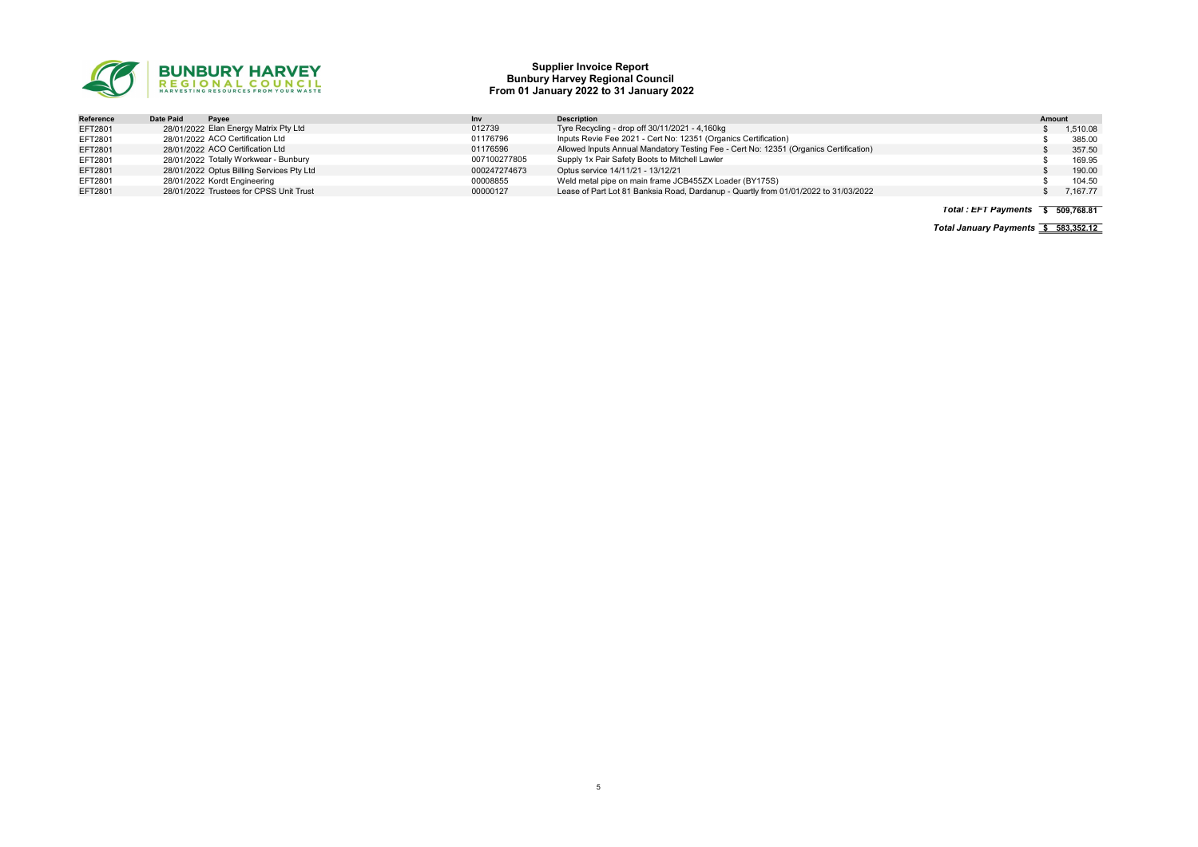**Supplier Invoice Report**
**Bunbury Harvey Regional Council**
**From 01 January 2022 to 31 January 2022**

| Reference | Date Paid | Payee | Inv | Description | Amount |
|---|---|---|---|---|---|
| EFT2801 | 28/01/2022 | Elan Energy Matrix Pty Ltd | 012739 | Tyre Recycling - drop off 30/11/2021 - 4,160kg | $ 1,510.08 |
| EFT2801 | 28/01/2022 | ACO Certification Ltd | 01176796 | Inputs Revie Fee 2021 - Cert No: 12351 (Organics Certification) | $ 385.00 |
| EFT2801 | 28/01/2022 | ACO Certification Ltd | 01176596 | Allowed Inputs Annual Mandatory Testing Fee - Cert No: 12351 (Organics Certification) | $ 357.50 |
| EFT2801 | 28/01/2022 | Totally Workwear - Bunbury | 007100277805 | Supply 1x Pair Safety Boots to Mitchell Lawler | $ 169.95 |
| EFT2801 | 28/01/2022 | Optus Billing Services Pty Ltd | 000247274673 | Optus service 14/11/21 - 13/12/21 | $ 190.00 |
| EFT2801 | 28/01/2022 | Kordt Engineering | 00008855 | Weld metal pipe on main frame JCB455ZX Loader (BY175S) | $ 104.50 |
| EFT2801 | 28/01/2022 | Trustees for CPSS Unit Trust | 00000127 | Lease of Part Lot 81 Banksia Road, Dardanup - Quartly from 01/01/2022 to 31/03/2022 | $ 7,167.77 |

***Total : EFT Payments*** **$ 509,768.81**

***Total January Payments*** **$ 583,352.12**